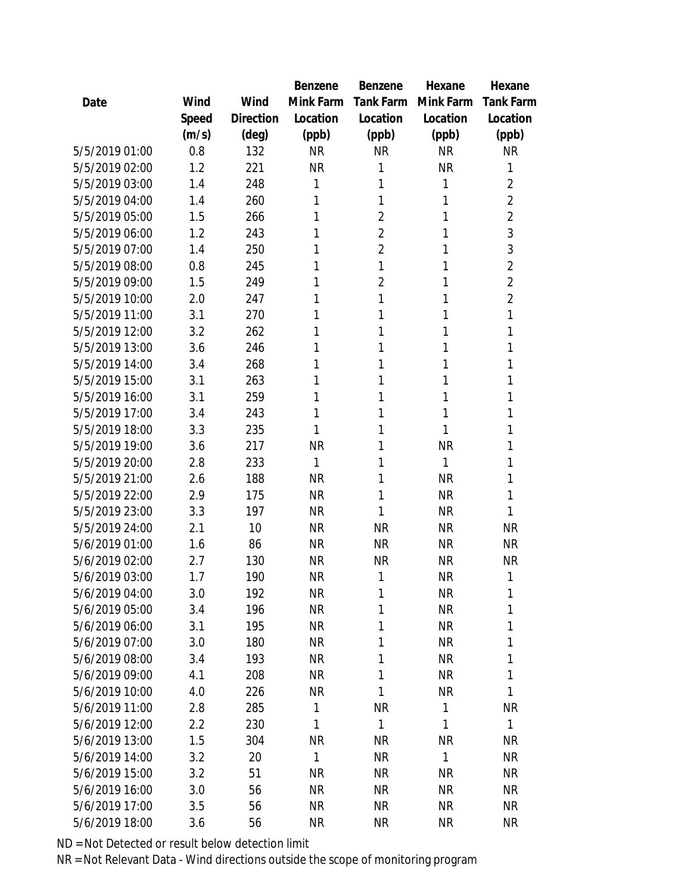| Date | Wind Speed (m/s) | Wind Direction (deg) | Benzene Mink Farm Location (ppb) | Benzene Tank Farm Location (ppb) | Hexane Mink Farm Location (ppb) | Hexane Tank Farm Location (ppb) |
|---|---|---|---|---|---|---|
| 5/5/2019 01:00 | 0.8 | 132 | NR | NR | NR | NR |
| 5/5/2019 02:00 | 1.2 | 221 | NR | 1 | NR | 1 |
| 5/5/2019 03:00 | 1.4 | 248 | 1 | 1 | 1 | 2 |
| 5/5/2019 04:00 | 1.4 | 260 | 1 | 1 | 1 | 2 |
| 5/5/2019 05:00 | 1.5 | 266 | 1 | 2 | 1 | 2 |
| 5/5/2019 06:00 | 1.2 | 243 | 1 | 2 | 1 | 3 |
| 5/5/2019 07:00 | 1.4 | 250 | 1 | 2 | 1 | 3 |
| 5/5/2019 08:00 | 0.8 | 245 | 1 | 1 | 1 | 2 |
| 5/5/2019 09:00 | 1.5 | 249 | 1 | 2 | 1 | 2 |
| 5/5/2019 10:00 | 2.0 | 247 | 1 | 1 | 1 | 2 |
| 5/5/2019 11:00 | 3.1 | 270 | 1 | 1 | 1 | 1 |
| 5/5/2019 12:00 | 3.2 | 262 | 1 | 1 | 1 | 1 |
| 5/5/2019 13:00 | 3.6 | 246 | 1 | 1 | 1 | 1 |
| 5/5/2019 14:00 | 3.4 | 268 | 1 | 1 | 1 | 1 |
| 5/5/2019 15:00 | 3.1 | 263 | 1 | 1 | 1 | 1 |
| 5/5/2019 16:00 | 3.1 | 259 | 1 | 1 | 1 | 1 |
| 5/5/2019 17:00 | 3.4 | 243 | 1 | 1 | 1 | 1 |
| 5/5/2019 18:00 | 3.3 | 235 | 1 | 1 | 1 | 1 |
| 5/5/2019 19:00 | 3.6 | 217 | NR | 1 | NR | 1 |
| 5/5/2019 20:00 | 2.8 | 233 | 1 | 1 | 1 | 1 |
| 5/5/2019 21:00 | 2.6 | 188 | NR | 1 | NR | 1 |
| 5/5/2019 22:00 | 2.9 | 175 | NR | 1 | NR | 1 |
| 5/5/2019 23:00 | 3.3 | 197 | NR | 1 | NR | 1 |
| 5/5/2019 24:00 | 2.1 | 10 | NR | NR | NR | NR |
| 5/6/2019 01:00 | 1.6 | 86 | NR | NR | NR | NR |
| 5/6/2019 02:00 | 2.7 | 130 | NR | NR | NR | NR |
| 5/6/2019 03:00 | 1.7 | 190 | NR | 1 | NR | 1 |
| 5/6/2019 04:00 | 3.0 | 192 | NR | 1 | NR | 1 |
| 5/6/2019 05:00 | 3.4 | 196 | NR | 1 | NR | 1 |
| 5/6/2019 06:00 | 3.1 | 195 | NR | 1 | NR | 1 |
| 5/6/2019 07:00 | 3.0 | 180 | NR | 1 | NR | 1 |
| 5/6/2019 08:00 | 3.4 | 193 | NR | 1 | NR | 1 |
| 5/6/2019 09:00 | 4.1 | 208 | NR | 1 | NR | 1 |
| 5/6/2019 10:00 | 4.0 | 226 | NR | 1 | NR | 1 |
| 5/6/2019 11:00 | 2.8 | 285 | 1 | NR | 1 | NR |
| 5/6/2019 12:00 | 2.2 | 230 | 1 | 1 | 1 | 1 |
| 5/6/2019 13:00 | 1.5 | 304 | NR | NR | NR | NR |
| 5/6/2019 14:00 | 3.2 | 20 | 1 | NR | 1 | NR |
| 5/6/2019 15:00 | 3.2 | 51 | NR | NR | NR | NR |
| 5/6/2019 16:00 | 3.0 | 56 | NR | NR | NR | NR |
| 5/6/2019 17:00 | 3.5 | 56 | NR | NR | NR | NR |
| 5/6/2019 18:00 | 3.6 | 56 | NR | NR | NR | NR |

ND = Not Detected or result below detection limit

NR = Not Relevant Data - Wind directions outside the scope of monitoring program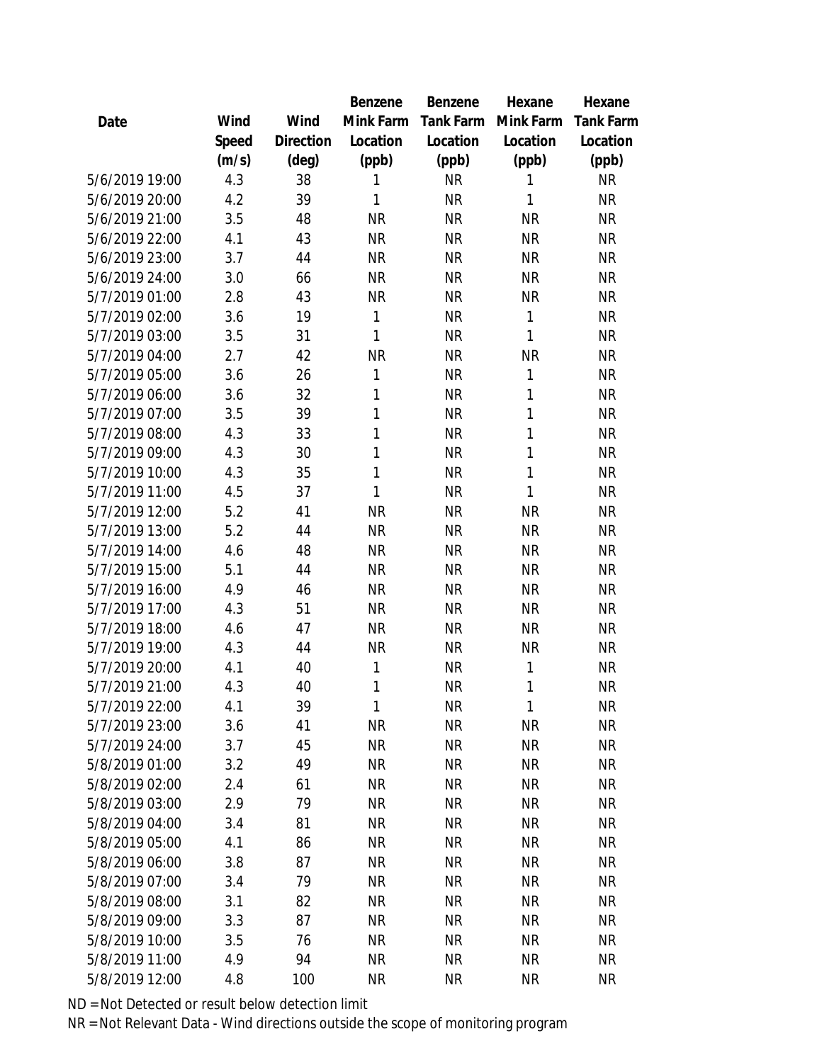| Date | Wind Speed (m/s) | Wind Direction (deg) | Benzene Mink Farm Location (ppb) | Benzene Tank Farm Location (ppb) | Hexane Mink Farm Location (ppb) | Hexane Tank Farm Location (ppb) |
|---|---|---|---|---|---|---|
| 5/6/2019 19:00 | 4.3 | 38 | 1 | NR | 1 | NR |
| 5/6/2019 20:00 | 4.2 | 39 | 1 | NR | 1 | NR |
| 5/6/2019 21:00 | 3.5 | 48 | NR | NR | NR | NR |
| 5/6/2019 22:00 | 4.1 | 43 | NR | NR | NR | NR |
| 5/6/2019 23:00 | 3.7 | 44 | NR | NR | NR | NR |
| 5/6/2019 24:00 | 3.0 | 66 | NR | NR | NR | NR |
| 5/7/2019 01:00 | 2.8 | 43 | NR | NR | NR | NR |
| 5/7/2019 02:00 | 3.6 | 19 | 1 | NR | 1 | NR |
| 5/7/2019 03:00 | 3.5 | 31 | 1 | NR | 1 | NR |
| 5/7/2019 04:00 | 2.7 | 42 | NR | NR | NR | NR |
| 5/7/2019 05:00 | 3.6 | 26 | 1 | NR | 1 | NR |
| 5/7/2019 06:00 | 3.6 | 32 | 1 | NR | 1 | NR |
| 5/7/2019 07:00 | 3.5 | 39 | 1 | NR | 1 | NR |
| 5/7/2019 08:00 | 4.3 | 33 | 1 | NR | 1 | NR |
| 5/7/2019 09:00 | 4.3 | 30 | 1 | NR | 1 | NR |
| 5/7/2019 10:00 | 4.3 | 35 | 1 | NR | 1 | NR |
| 5/7/2019 11:00 | 4.5 | 37 | 1 | NR | 1 | NR |
| 5/7/2019 12:00 | 5.2 | 41 | NR | NR | NR | NR |
| 5/7/2019 13:00 | 5.2 | 44 | NR | NR | NR | NR |
| 5/7/2019 14:00 | 4.6 | 48 | NR | NR | NR | NR |
| 5/7/2019 15:00 | 5.1 | 44 | NR | NR | NR | NR |
| 5/7/2019 16:00 | 4.9 | 46 | NR | NR | NR | NR |
| 5/7/2019 17:00 | 4.3 | 51 | NR | NR | NR | NR |
| 5/7/2019 18:00 | 4.6 | 47 | NR | NR | NR | NR |
| 5/7/2019 19:00 | 4.3 | 44 | NR | NR | NR | NR |
| 5/7/2019 20:00 | 4.1 | 40 | 1 | NR | 1 | NR |
| 5/7/2019 21:00 | 4.3 | 40 | 1 | NR | 1 | NR |
| 5/7/2019 22:00 | 4.1 | 39 | 1 | NR | 1 | NR |
| 5/7/2019 23:00 | 3.6 | 41 | NR | NR | NR | NR |
| 5/7/2019 24:00 | 3.7 | 45 | NR | NR | NR | NR |
| 5/8/2019 01:00 | 3.2 | 49 | NR | NR | NR | NR |
| 5/8/2019 02:00 | 2.4 | 61 | NR | NR | NR | NR |
| 5/8/2019 03:00 | 2.9 | 79 | NR | NR | NR | NR |
| 5/8/2019 04:00 | 3.4 | 81 | NR | NR | NR | NR |
| 5/8/2019 05:00 | 4.1 | 86 | NR | NR | NR | NR |
| 5/8/2019 06:00 | 3.8 | 87 | NR | NR | NR | NR |
| 5/8/2019 07:00 | 3.4 | 79 | NR | NR | NR | NR |
| 5/8/2019 08:00 | 3.1 | 82 | NR | NR | NR | NR |
| 5/8/2019 09:00 | 3.3 | 87 | NR | NR | NR | NR |
| 5/8/2019 10:00 | 3.5 | 76 | NR | NR | NR | NR |
| 5/8/2019 11:00 | 4.9 | 94 | NR | NR | NR | NR |
| 5/8/2019 12:00 | 4.8 | 100 | NR | NR | NR | NR |

ND = Not Detected or result below detection limit

NR = Not Relevant Data - Wind directions outside the scope of monitoring program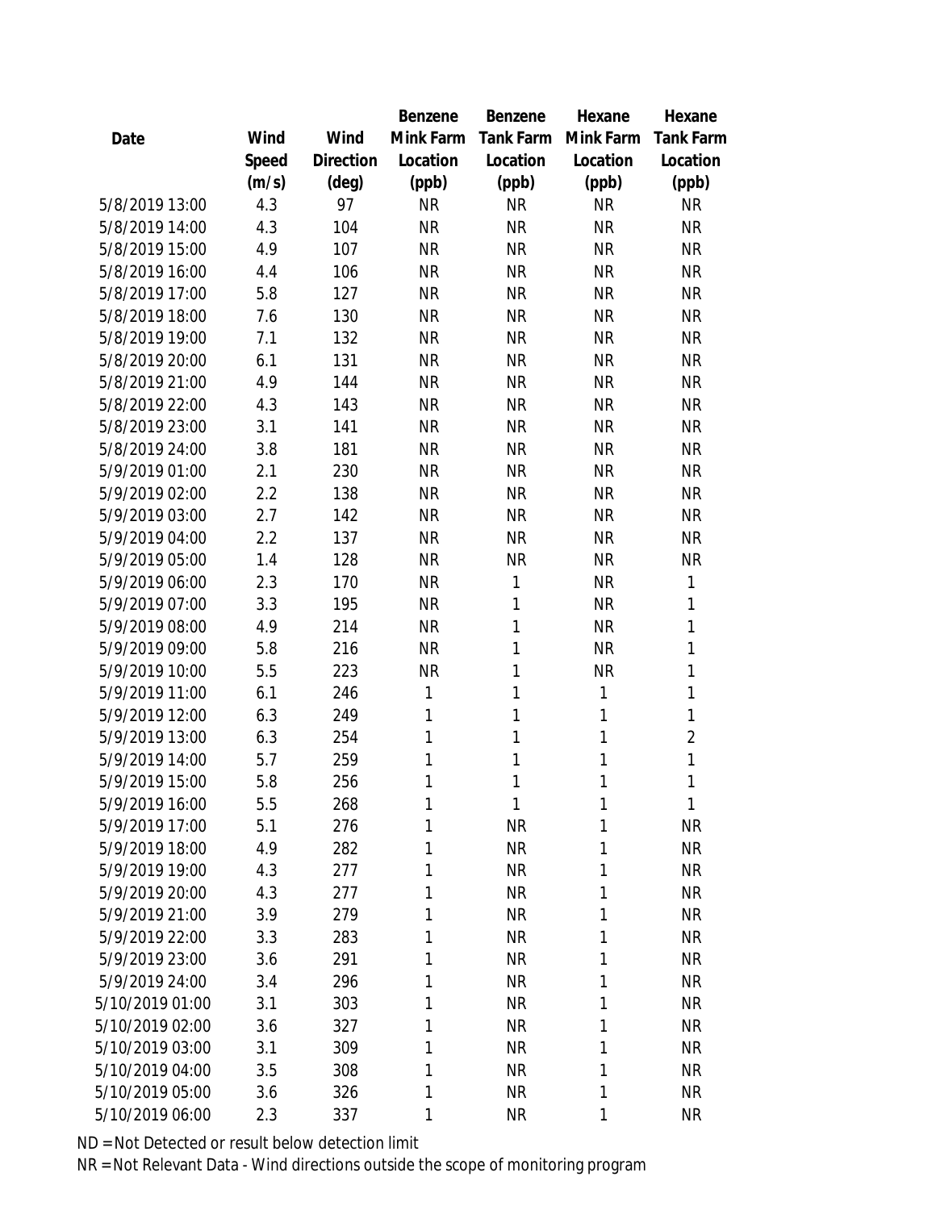| Date | Wind Speed (m/s) | Wind Direction (deg) | Benzene Mink Farm Location (ppb) | Benzene Tank Farm Location (ppb) | Hexane Mink Farm Location (ppb) | Hexane Tank Farm Location (ppb) |
|---|---|---|---|---|---|---|
| 5/8/2019 13:00 | 4.3 | 97 | NR | NR | NR | NR |
| 5/8/2019 14:00 | 4.3 | 104 | NR | NR | NR | NR |
| 5/8/2019 15:00 | 4.9 | 107 | NR | NR | NR | NR |
| 5/8/2019 16:00 | 4.4 | 106 | NR | NR | NR | NR |
| 5/8/2019 17:00 | 5.8 | 127 | NR | NR | NR | NR |
| 5/8/2019 18:00 | 7.6 | 130 | NR | NR | NR | NR |
| 5/8/2019 19:00 | 7.1 | 132 | NR | NR | NR | NR |
| 5/8/2019 20:00 | 6.1 | 131 | NR | NR | NR | NR |
| 5/8/2019 21:00 | 4.9 | 144 | NR | NR | NR | NR |
| 5/8/2019 22:00 | 4.3 | 143 | NR | NR | NR | NR |
| 5/8/2019 23:00 | 3.1 | 141 | NR | NR | NR | NR |
| 5/8/2019 24:00 | 3.8 | 181 | NR | NR | NR | NR |
| 5/9/2019 01:00 | 2.1 | 230 | NR | NR | NR | NR |
| 5/9/2019 02:00 | 2.2 | 138 | NR | NR | NR | NR |
| 5/9/2019 03:00 | 2.7 | 142 | NR | NR | NR | NR |
| 5/9/2019 04:00 | 2.2 | 137 | NR | NR | NR | NR |
| 5/9/2019 05:00 | 1.4 | 128 | NR | NR | NR | NR |
| 5/9/2019 06:00 | 2.3 | 170 | NR | 1 | NR | 1 |
| 5/9/2019 07:00 | 3.3 | 195 | NR | 1 | NR | 1 |
| 5/9/2019 08:00 | 4.9 | 214 | NR | 1 | NR | 1 |
| 5/9/2019 09:00 | 5.8 | 216 | NR | 1 | NR | 1 |
| 5/9/2019 10:00 | 5.5 | 223 | NR | 1 | NR | 1 |
| 5/9/2019 11:00 | 6.1 | 246 | 1 | 1 | 1 | 1 |
| 5/9/2019 12:00 | 6.3 | 249 | 1 | 1 | 1 | 1 |
| 5/9/2019 13:00 | 6.3 | 254 | 1 | 1 | 1 | 2 |
| 5/9/2019 14:00 | 5.7 | 259 | 1 | 1 | 1 | 1 |
| 5/9/2019 15:00 | 5.8 | 256 | 1 | 1 | 1 | 1 |
| 5/9/2019 16:00 | 5.5 | 268 | 1 | 1 | 1 | 1 |
| 5/9/2019 17:00 | 5.1 | 276 | 1 | NR | 1 | NR |
| 5/9/2019 18:00 | 4.9 | 282 | 1 | NR | 1 | NR |
| 5/9/2019 19:00 | 4.3 | 277 | 1 | NR | 1 | NR |
| 5/9/2019 20:00 | 4.3 | 277 | 1 | NR | 1 | NR |
| 5/9/2019 21:00 | 3.9 | 279 | 1 | NR | 1 | NR |
| 5/9/2019 22:00 | 3.3 | 283 | 1 | NR | 1 | NR |
| 5/9/2019 23:00 | 3.6 | 291 | 1 | NR | 1 | NR |
| 5/9/2019 24:00 | 3.4 | 296 | 1 | NR | 1 | NR |
| 5/10/2019 01:00 | 3.1 | 303 | 1 | NR | 1 | NR |
| 5/10/2019 02:00 | 3.6 | 327 | 1 | NR | 1 | NR |
| 5/10/2019 03:00 | 3.1 | 309 | 1 | NR | 1 | NR |
| 5/10/2019 04:00 | 3.5 | 308 | 1 | NR | 1 | NR |
| 5/10/2019 05:00 | 3.6 | 326 | 1 | NR | 1 | NR |
| 5/10/2019 06:00 | 2.3 | 337 | 1 | NR | 1 | NR |

ND = Not Detected or result below detection limit

NR = Not Relevant Data - Wind directions outside the scope of monitoring program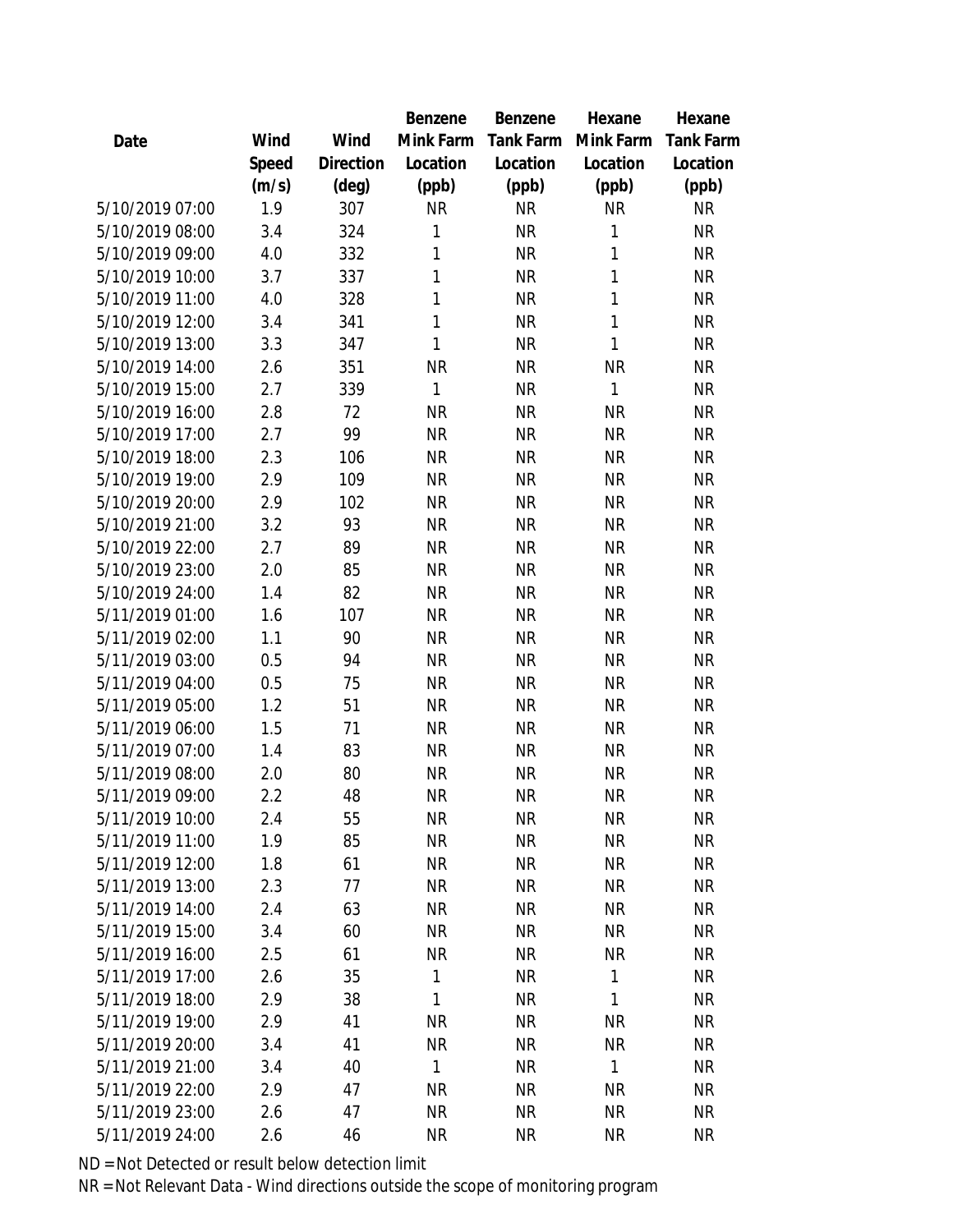| Date | Wind Speed (m/s) | Wind Direction (deg) | Benzene Mink Farm Location (ppb) | Benzene Tank Farm Location (ppb) | Hexane Mink Farm Location (ppb) | Hexane Tank Farm Location (ppb) |
|---|---|---|---|---|---|---|
| 5/10/2019 07:00 | 1.9 | 307 | NR | NR | NR | NR |
| 5/10/2019 08:00 | 3.4 | 324 | 1 | NR | 1 | NR |
| 5/10/2019 09:00 | 4.0 | 332 | 1 | NR | 1 | NR |
| 5/10/2019 10:00 | 3.7 | 337 | 1 | NR | 1 | NR |
| 5/10/2019 11:00 | 4.0 | 328 | 1 | NR | 1 | NR |
| 5/10/2019 12:00 | 3.4 | 341 | 1 | NR | 1 | NR |
| 5/10/2019 13:00 | 3.3 | 347 | 1 | NR | 1 | NR |
| 5/10/2019 14:00 | 2.6 | 351 | NR | NR | NR | NR |
| 5/10/2019 15:00 | 2.7 | 339 | 1 | NR | 1 | NR |
| 5/10/2019 16:00 | 2.8 | 72 | NR | NR | NR | NR |
| 5/10/2019 17:00 | 2.7 | 99 | NR | NR | NR | NR |
| 5/10/2019 18:00 | 2.3 | 106 | NR | NR | NR | NR |
| 5/10/2019 19:00 | 2.9 | 109 | NR | NR | NR | NR |
| 5/10/2019 20:00 | 2.9 | 102 | NR | NR | NR | NR |
| 5/10/2019 21:00 | 3.2 | 93 | NR | NR | NR | NR |
| 5/10/2019 22:00 | 2.7 | 89 | NR | NR | NR | NR |
| 5/10/2019 23:00 | 2.0 | 85 | NR | NR | NR | NR |
| 5/10/2019 24:00 | 1.4 | 82 | NR | NR | NR | NR |
| 5/11/2019 01:00 | 1.6 | 107 | NR | NR | NR | NR |
| 5/11/2019 02:00 | 1.1 | 90 | NR | NR | NR | NR |
| 5/11/2019 03:00 | 0.5 | 94 | NR | NR | NR | NR |
| 5/11/2019 04:00 | 0.5 | 75 | NR | NR | NR | NR |
| 5/11/2019 05:00 | 1.2 | 51 | NR | NR | NR | NR |
| 5/11/2019 06:00 | 1.5 | 71 | NR | NR | NR | NR |
| 5/11/2019 07:00 | 1.4 | 83 | NR | NR | NR | NR |
| 5/11/2019 08:00 | 2.0 | 80 | NR | NR | NR | NR |
| 5/11/2019 09:00 | 2.2 | 48 | NR | NR | NR | NR |
| 5/11/2019 10:00 | 2.4 | 55 | NR | NR | NR | NR |
| 5/11/2019 11:00 | 1.9 | 85 | NR | NR | NR | NR |
| 5/11/2019 12:00 | 1.8 | 61 | NR | NR | NR | NR |
| 5/11/2019 13:00 | 2.3 | 77 | NR | NR | NR | NR |
| 5/11/2019 14:00 | 2.4 | 63 | NR | NR | NR | NR |
| 5/11/2019 15:00 | 3.4 | 60 | NR | NR | NR | NR |
| 5/11/2019 16:00 | 2.5 | 61 | NR | NR | NR | NR |
| 5/11/2019 17:00 | 2.6 | 35 | 1 | NR | 1 | NR |
| 5/11/2019 18:00 | 2.9 | 38 | 1 | NR | 1 | NR |
| 5/11/2019 19:00 | 2.9 | 41 | NR | NR | NR | NR |
| 5/11/2019 20:00 | 3.4 | 41 | NR | NR | NR | NR |
| 5/11/2019 21:00 | 3.4 | 40 | 1 | NR | 1 | NR |
| 5/11/2019 22:00 | 2.9 | 47 | NR | NR | NR | NR |
| 5/11/2019 23:00 | 2.6 | 47 | NR | NR | NR | NR |
| 5/11/2019 24:00 | 2.6 | 46 | NR | NR | NR | NR |

ND = Not Detected or result below detection limit

NR = Not Relevant Data - Wind directions outside the scope of monitoring program